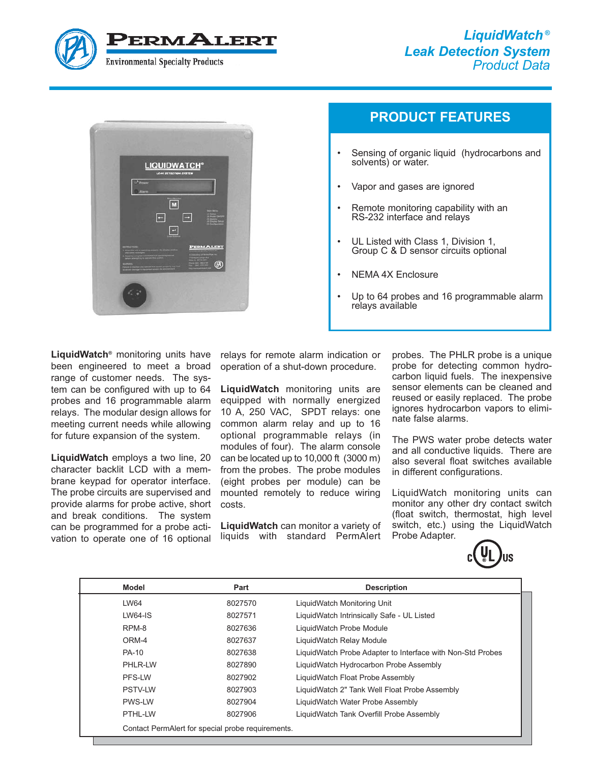PermAlert
Environmental Specialty Products

# LiquidWatch® Leak Detection System Product Data

## PRODUCT FEATURES

- Sensing of organic liquid (hydrocarbons and solvents) or water.
- Vapor and gases are ignored
- Remote monitoring capability with an RS-232 interface and relays
- UL Listed with Class 1, Division 1, Group C & D sensor circuits optional
- NEMA 4X Enclosure
- Up to 64 probes and 16 programmable alarm relays available

**LiquidWatch**® monitoring units have been engineered to meet a broad range of customer needs. The system can be configured with up to 64 probes and 16 programmable alarm relays. The modular design allows for meeting current needs while allowing for future expansion of the system.

**LiquidWatch** employs a two line, 20 character backlit LCD with a membrane keypad for operator interface. The probe circuits are supervised and provide alarms for probe active, short and break conditions. The system can be programmed for a probe activation to operate one of 16 optional relays for remote alarm indication or operation of a shut-down procedure.

**LiquidWatch** monitoring units are equipped with normally energized 10 A, 250 VAC, SPDT relays: one common alarm relay and up to 16 optional programmable relays (in modules of four). The alarm console can be located up to 10,000 ft (3000 m) from the probes. The probe modules (eight probes per module) can be mounted remotely to reduce wiring costs.

**LiquidWatch** can monitor a variety of liquids with standard PermAlert probes. The PHLR probe is a unique probe for detecting common hydrocarbon liquid fuels. The inexpensive sensor elements can be cleaned and reused or easily replaced. The probe ignores hydrocarbon vapors to eliminate false alarms.

The PWS water probe detects water and all conductive liquids. There are also several float switches available in different configurations.

LiquidWatch monitoring units can monitor any other dry contact switch (float switch, thermostat, high level switch, etc.) using the LiquidWatch Probe Adapter.

c UL us

| Model | Part | Description |
|---|---|---|
| LW64 | 8027570 | LiquidWatch Monitoring Unit |
| LW64-IS | 8027571 | LiquidWatch Intrinsically Safe - UL Listed |
| RPM-8 | 8027636 | LiquidWatch Probe Module |
| ORM-4 | 8027637 | LiquidWatch Relay Module |
| PA-10 | 8027638 | LiquidWatch Probe Adapter to Interface with Non-Std Probes |
| PHLR-LW | 8027890 | LiquidWatch Hydrocarbon Probe Assembly |
| PFS-LW | 8027902 | LiquidWatch Float Probe Assembly |
| PSTV-LW | 8027903 | LiquidWatch 2" Tank Well Float Probe Assembly |
| PWS-LW | 8027904 | LiquidWatch Water Probe Assembly |
| PTHL-LW | 8027906 | LiquidWatch Tank Overfill Probe Assembly |

Contact PermAlert for special probe requirements.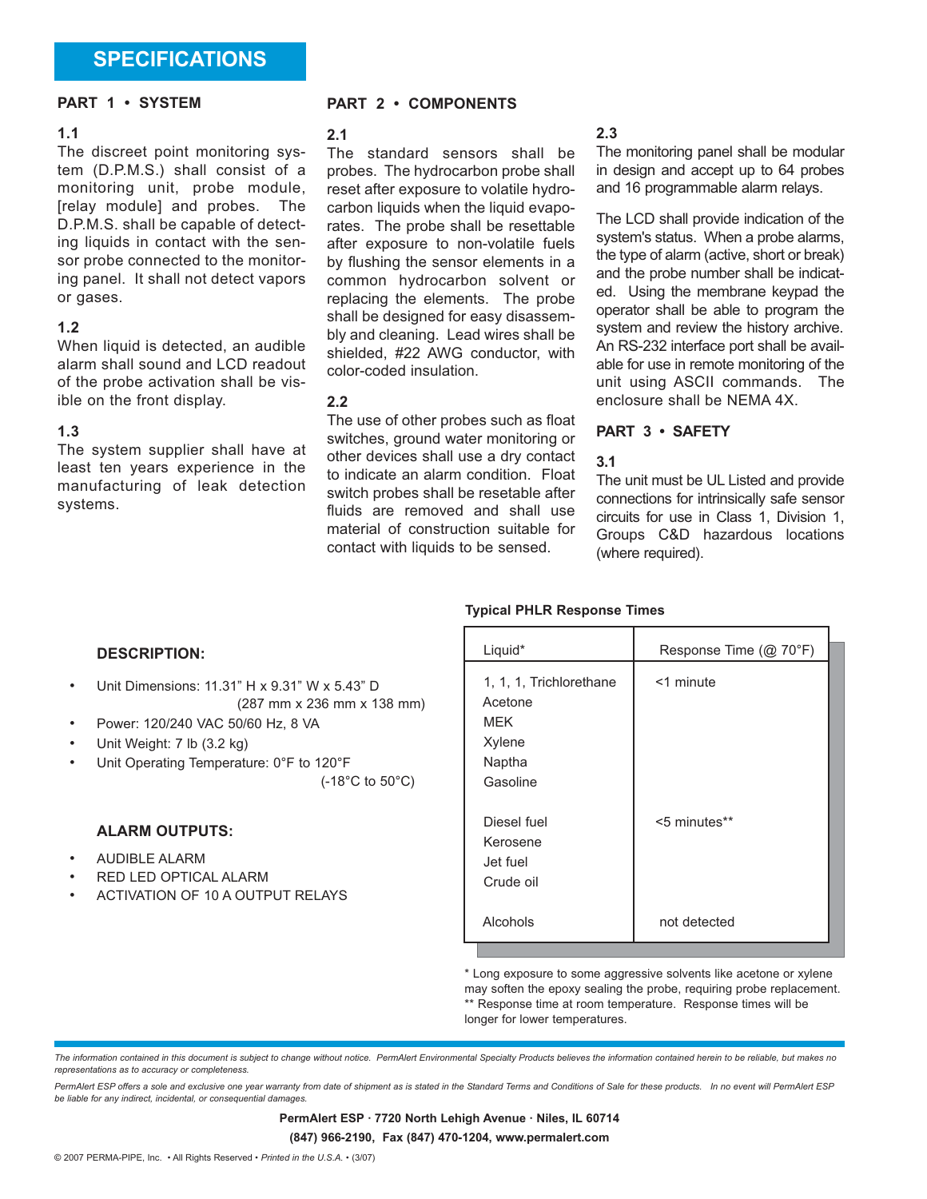## SPECIFICATIONS

### PART 1 • SYSTEM

**1.1**
The discreet point monitoring system (D.P.M.S.) shall consist of a monitoring unit, probe module, [relay module] and probes. The D.P.M.S. shall be capable of detecting liquids in contact with the sensor probe connected to the monitoring panel. It shall not detect vapors or gases.

**1.2**
When liquid is detected, an audible alarm shall sound and LCD readout of the probe activation shall be visible on the front display.

**1.3**
The system supplier shall have at least ten years experience in the manufacturing of leak detection systems.

### PART 2 • COMPONENTS

**2.1**
The standard sensors shall be probes. The hydrocarbon probe shall reset after exposure to volatile hydrocarbon liquids when the liquid evaporates. The probe shall be resettable after exposure to non-volatile fuels by flushing the sensor elements in a common hydrocarbon solvent or replacing the elements. The probe shall be designed for easy disassembly and cleaning. Lead wires shall be shielded, #22 AWG conductor, with color-coded insulation.

**2.2**
The use of other probes such as float switches, ground water monitoring or other devices shall use a dry contact to indicate an alarm condition. Float switch probes shall be resetable after fluids are removed and shall use material of construction suitable for contact with liquids to be sensed.

**2.3**
The monitoring panel shall be modular in design and accept up to 64 probes and 16 programmable alarm relays.

The LCD shall provide indication of the system's status. When a probe alarms, the type of alarm (active, short or break) and the probe number shall be indicated. Using the membrane keypad the operator shall be able to program the system and review the history archive. An RS-232 interface port shall be available for use in remote monitoring of the unit using ASCII commands. The enclosure shall be NEMA 4X.

### PART 3 • SAFETY

**3.1**
The unit must be UL Listed and provide connections for intrinsically safe sensor circuits for use in Class 1, Division 1, Groups C&D hazardous locations (where required).

### DESCRIPTION:

- Unit Dimensions: 11.31” H x 9.31” W x 5.43” D (287 mm x 236 mm x 138 mm)
- Power: 120/240 VAC 50/60 Hz, 8 VA
- Unit Weight: 7 lb (3.2 kg)
- Unit Operating Temperature: 0°F to 120°F (-18°C to 50°C)

### ALARM OUTPUTS:

- AUDIBLE ALARM
- RED LED OPTICAL ALARM
- ACTIVATION OF 10 A OUTPUT RELAYS

**Typical PHLR Response Times**

| Liquid* | Response Time (@ 70°F) |
|---|---|
| 1, 1, 1, Trichlorethane<br>Acetone<br>MEK<br>Xylene<br>Naptha<br>Gasoline | <1 minute |
| Diesel fuel<br>Kerosene<br>Jet fuel<br>Crude oil | <5 minutes** |
| Alcohols | not detected |

\* Long exposure to some aggressive solvents like acetone or xylene may soften the epoxy sealing the probe, requiring probe replacement.
\** Response time at room temperature. Response times will be longer for lower temperatures.

*The information contained in this document is subject to change without notice. PermAlert Environmental Specialty Products believes the information contained herein to be reliable, but makes no representations as to accuracy or completeness.*

*PermAlert ESP offers a sole and exclusive one year warranty from date of shipment as is stated in the Standard Terms and Conditions of Sale for these products. In no event will PermAlert ESP be liable for any indirect, incidental, or consequential damages.*

**PermAlert ESP · 7720 North Lehigh Avenue · Niles, IL 60714**
**(847) 966-2190, Fax (847) 470-1204, www.permalert.com**

© 2007 PERMA-PIPE, Inc. • All Rights Reserved • *Printed in the U.S.A.* • (3/07)